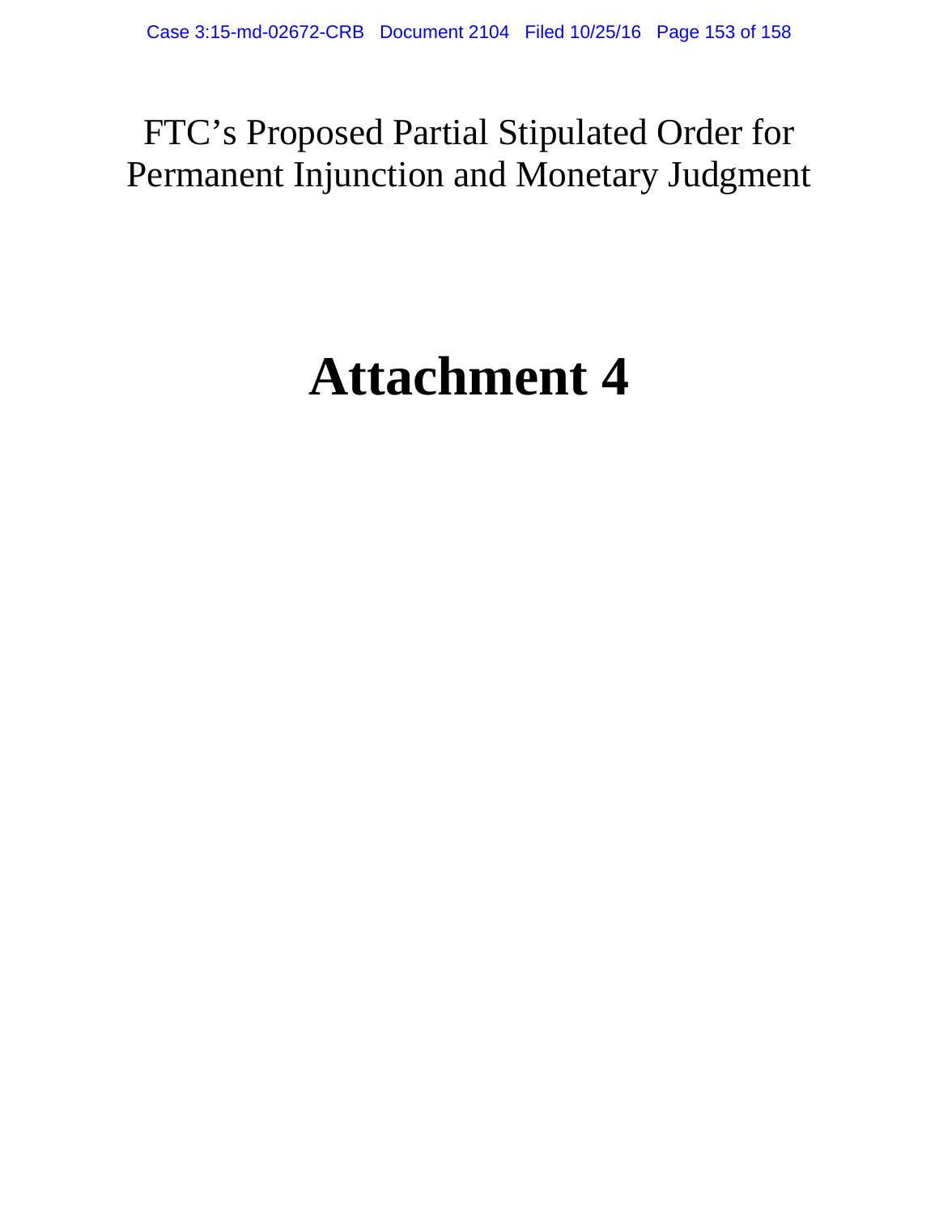FTC's Proposed Partial Stipulated Order for Permanent Injunction and Monetary Judgment

# Attachment 4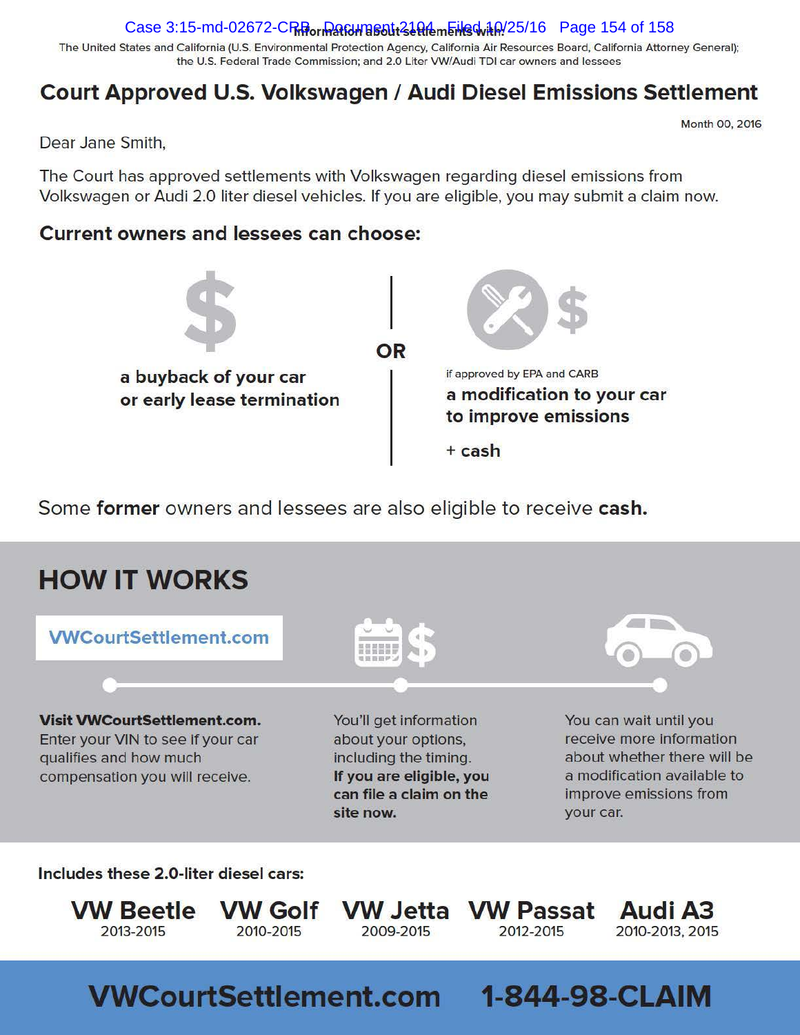Information about settlements with:

The United States and California (U.S. Environmental Protection Agency, California Air Resources Board, California Attorney General); the U.S. Federal Trade Commission; and 2.0 Liter VW/Audi TDI car owners and lessees

# Court Approved U.S. Volkswagen / Audi Diesel Emissions Settlement

Month 00, 2016

Dear Jane Smith,

The Court has approved settlements with Volkswagen regarding diesel emissions from Volkswagen or Audi 2.0 liter diesel vehicles. If you are eligible, you may submit a claim now.

## Current owners and lessees can choose:

**a buyback of your car or early lease termination**

**OR**

if approved by EPA and CARB

**a modification to your car to improve emissions**

**+ cash**

Some **former** owners and lessees are also eligible to receive **cash.**

## HOW IT WORKS

VWCourtSettlement.com

**Visit VWCourtSettlement.com.** Enter your VIN to see if your car qualifies and how much compensation you will receive.

You'll get information about your options, including the timing. **If you are eligible, you can file a claim on the site now.**

You can wait until you receive more information about whether there will be a modification available to improve emissions from your car.

**Includes these 2.0-liter diesel cars:**

**VW Beetle** 2013-2015

**VW Golf** 2010-2015

**VW Jetta** 2009-2015

**VW Passat** 2012-2015

**Audi A3** 2010-2013, 2015

**VWCourtSettlement.com 1-844-98-CLAIM**